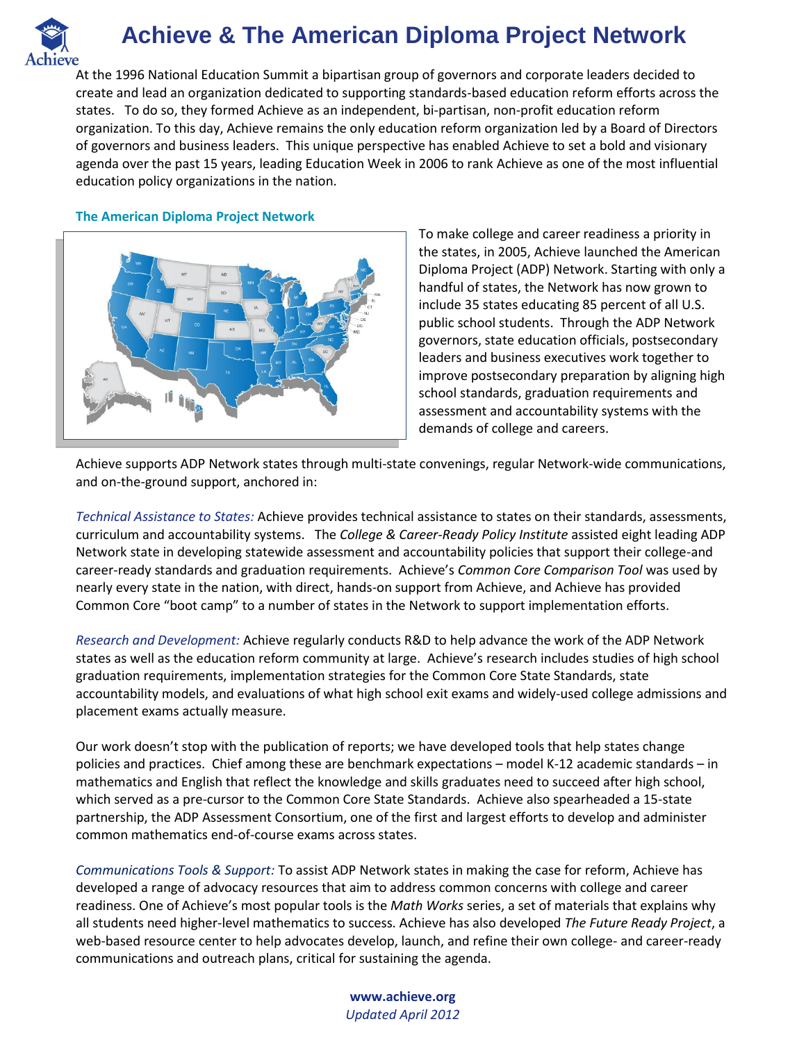# Achieve & The American Diploma Project Network

At the 1996 National Education Summit a bipartisan group of governors and corporate leaders decided to create and lead an organization dedicated to supporting standards-based education reform efforts across the states. To do so, they formed Achieve as an independent, bi-partisan, non-profit education reform organization. To this day, Achieve remains the only education reform organization led by a Board of Directors of governors and business leaders. This unique perspective has enabled Achieve to set a bold and visionary agenda over the past 15 years, leading Education Week in 2006 to rank Achieve as one of the most influential education policy organizations in the nation.

## The American Diploma Project Network

To make college and career readiness a priority in the states, in 2005, Achieve launched the American Diploma Project (ADP) Network. Starting with only a handful of states, the Network has now grown to include 35 states educating 85 percent of all U.S. public school students. Through the ADP Network governors, state education officials, postsecondary leaders and business executives work together to improve postsecondary preparation by aligning high school standards, graduation requirements and assessment and accountability systems with the demands of college and careers.

Achieve supports ADP Network states through multi-state convenings, regular Network-wide communications, and on-the-ground support, anchored in:

*Technical Assistance to States:* Achieve provides technical assistance to states on their standards, assessments, curriculum and accountability systems. The *College & Career-Ready Policy Institute* assisted eight leading ADP Network state in developing statewide assessment and accountability policies that support their college-and career-ready standards and graduation requirements. Achieve's *Common Core Comparison Tool* was used by nearly every state in the nation, with direct, hands-on support from Achieve, and Achieve has provided Common Core "boot camp" to a number of states in the Network to support implementation efforts.

*Research and Development:* Achieve regularly conducts R&D to help advance the work of the ADP Network states as well as the education reform community at large. Achieve's research includes studies of high school graduation requirements, implementation strategies for the Common Core State Standards, state accountability models, and evaluations of what high school exit exams and widely-used college admissions and placement exams actually measure.

Our work doesn't stop with the publication of reports; we have developed tools that help states change policies and practices. Chief among these are benchmark expectations – model K-12 academic standards – in mathematics and English that reflect the knowledge and skills graduates need to succeed after high school, which served as a pre-cursor to the Common Core State Standards. Achieve also spearheaded a 15-state partnership, the ADP Assessment Consortium, one of the first and largest efforts to develop and administer common mathematics end-of-course exams across states.

*Communications Tools & Support:* To assist ADP Network states in making the case for reform, Achieve has developed a range of advocacy resources that aim to address common concerns with college and career readiness. One of Achieve's most popular tools is the *Math Works* series, a set of materials that explains why all students need higher-level mathematics to success. Achieve has also developed *The Future Ready Project*, a web-based resource center to help advocates develop, launch, and refine their own college- and career-ready communications and outreach plans, critical for sustaining the agenda.

**www.achieve.org**
*Updated April 2012*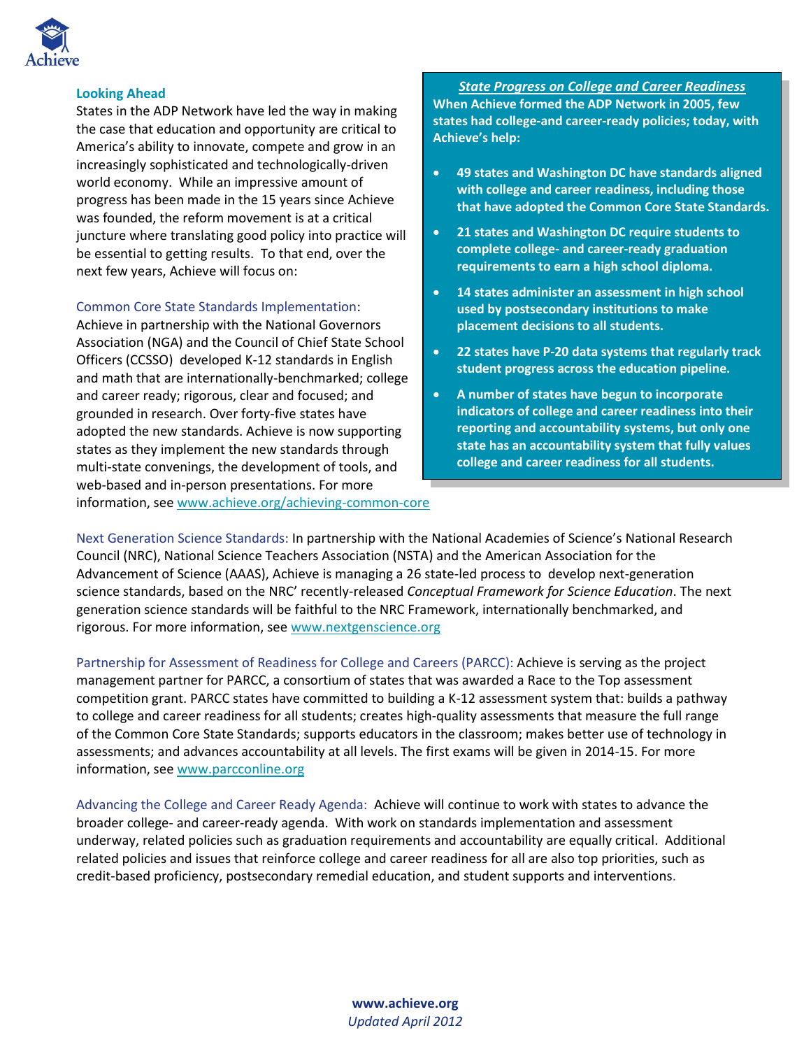## Looking Ahead

States in the ADP Network have led the way in making the case that education and opportunity are critical to America's ability to innovate, compete and grow in an increasingly sophisticated and technologically-driven world economy. While an impressive amount of progress has been made in the 15 years since Achieve was founded, the reform movement is at a critical juncture where translating good policy into practice will be essential to getting results. To that end, over the next few years, Achieve will focus on:

**_State Progress on College and Career Readiness_**

**When Achieve formed the ADP Network in 2005, few states had college-and career-ready policies; today, with Achieve's help:**

- **49 states and Washington DC have standards aligned with college and career readiness, including those that have adopted the Common Core State Standards.**
- **21 states and Washington DC require students to complete college- and career-ready graduation requirements to earn a high school diploma.**
- **14 states administer an assessment in high school used by postsecondary institutions to make placement decisions to all students.**
- **22 states have P-20 data systems that regularly track student progress across the education pipeline.**
- **A number of states have begun to incorporate indicators of college and career readiness into their reporting and accountability systems, but only one state has an accountability system that fully values college and career readiness for all students.**

Common Core State Standards Implementation: Achieve in partnership with the National Governors Association (NGA) and the Council of Chief State School Officers (CCSSO) developed K-12 standards in English and math that are internationally-benchmarked; college and career ready; rigorous, clear and focused; and grounded in research. Over forty-five states have adopted the new standards. Achieve is now supporting states as they implement the new standards through multi-state convenings, the development of tools, and web-based and in-person presentations. For more information, see www.achieve.org/achieving-common-core

Next Generation Science Standards: In partnership with the National Academies of Science's National Research Council (NRC), National Science Teachers Association (NSTA) and the American Association for the Advancement of Science (AAAS), Achieve is managing a 26 state-led process to develop next-generation science standards, based on the NRC' recently-released *Conceptual Framework for Science Education*. The next generation science standards will be faithful to the NRC Framework, internationally benchmarked, and rigorous. For more information, see www.nextgenscience.org

Partnership for Assessment of Readiness for College and Careers (PARCC): Achieve is serving as the project management partner for PARCC, a consortium of states that was awarded a Race to the Top assessment competition grant. PARCC states have committed to building a K-12 assessment system that: builds a pathway to college and career readiness for all students; creates high-quality assessments that measure the full range of the Common Core State Standards; supports educators in the classroom; makes better use of technology in assessments; and advances accountability at all levels. The first exams will be given in 2014-15. For more information, see www.parcconline.org

Advancing the College and Career Ready Agenda: Achieve will continue to work with states to advance the broader college- and career-ready agenda. With work on standards implementation and assessment underway, related policies such as graduation requirements and accountability are equally critical. Additional related policies and issues that reinforce college and career readiness for all are also top priorities, such as credit-based proficiency, postsecondary remedial education, and student supports and interventions.

**www.achieve.org**

*Updated April 2012*